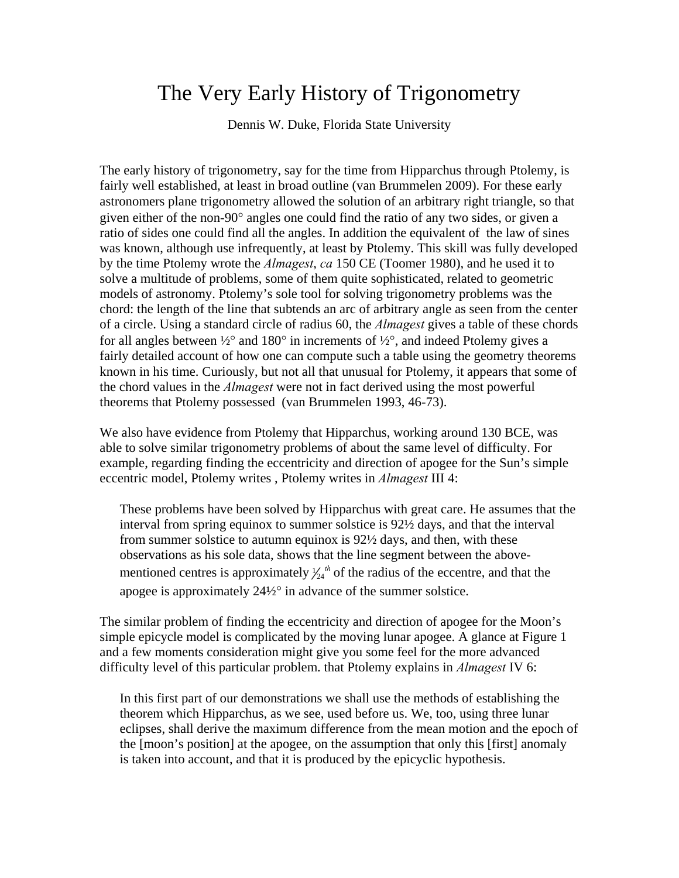# The Very Early History of Trigonometry

Dennis W. Duke, Florida State University

The early history of trigonometry, say for the time from Hipparchus through Ptolemy, is fairly well established, at least in broad outline (van Brummelen 2009). For these early astronomers plane trigonometry allowed the solution of an arbitrary right triangle, so that given either of the non-90° angles one could find the ratio of any two sides, or given a ratio of sides one could find all the angles. In addition the equivalent of the law of sines was known, although use infrequently, at least by Ptolemy. This skill was fully developed by the time Ptolemy wrote the *Almagest*, *ca* 150 CE (Toomer 1980), and he used it to solve a multitude of problems, some of them quite sophisticated, related to geometric models of astronomy. Ptolemy's sole tool for solving trigonometry problems was the chord: the length of the line that subtends an arc of arbitrary angle as seen from the center of a circle. Using a standard circle of radius 60, the *Almagest* gives a table of these chords for all angles between ½° and 180° in increments of ½°, and indeed Ptolemy gives a fairly detailed account of how one can compute such a table using the geometry theorems known in his time. Curiously, but not all that unusual for Ptolemy, it appears that some of the chord values in the *Almagest* were not in fact derived using the most powerful theorems that Ptolemy possessed (van Brummelen 1993, 46-73).

We also have evidence from Ptolemy that Hipparchus, working around 130 BCE, was able to solve similar trigonometry problems of about the same level of difficulty. For example, regarding finding the eccentricity and direction of apogee for the Sun's simple eccentric model, Ptolemy writes , Ptolemy writes in *Almagest* III 4:

> These problems have been solved by Hipparchus with great care. He assumes that the interval from spring equinox to summer solstice is 92½ days, and that the interval from summer solstice to autumn equinox is 92½ days, and then, with these observations as his sole data, shows that the line segment between the above-mentioned centres is approximately $\frac{1}{24}^{th}$ of the radius of the eccentre, and that the apogee is approximately 24½° in advance of the summer solstice.

The similar problem of finding the eccentricity and direction of apogee for the Moon's simple epicycle model is complicated by the moving lunar apogee. A glance at Figure 1 and a few moments consideration might give you some feel for the more advanced difficulty level of this particular problem. that Ptolemy explains in *Almagest* IV 6:

> In this first part of our demonstrations we shall use the methods of establishing the theorem which Hipparchus, as we see, used before us. We, too, using three lunar eclipses, shall derive the maximum difference from the mean motion and the epoch of the [moon's position] at the apogee, on the assumption that only this [first] anomaly is taken into account, and that it is produced by the epicyclic hypothesis.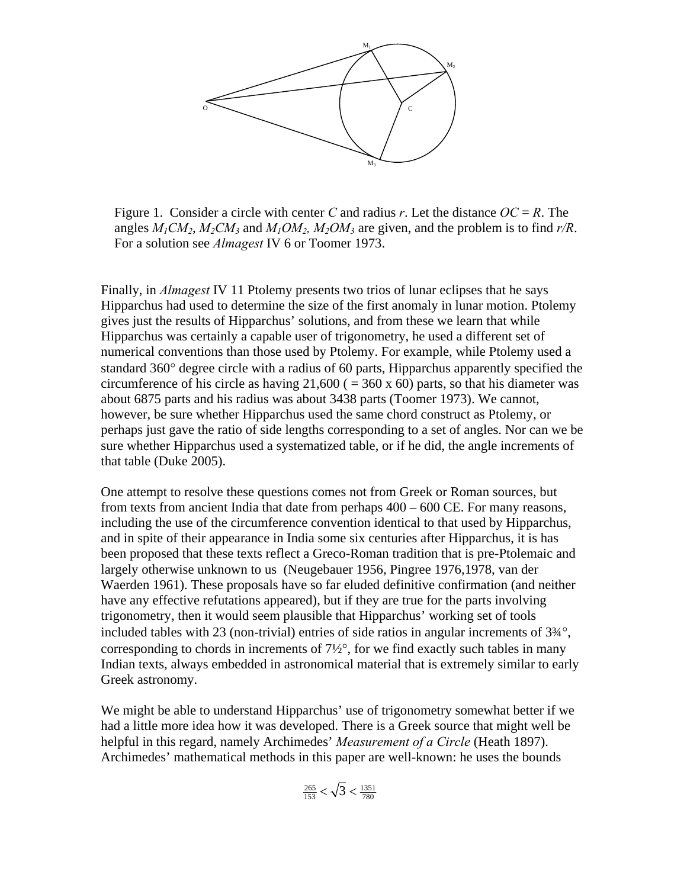Figure 1. Consider a circle with center *C* and radius *r*. Let the distance *OC* = *R*. The angles $M_1CM_2$, $M_2CM_3$ and $M_1OM_2$, $M_2OM_3$ are given, and the problem is to find *r/R*. For a solution see *Almagest* IV 6 or Toomer 1973.

Finally, in *Almagest* IV 11 Ptolemy presents two trios of lunar eclipses that he says Hipparchus had used to determine the size of the first anomaly in lunar motion. Ptolemy gives just the results of Hipparchus' solutions, and from these we learn that while Hipparchus was certainly a capable user of trigonometry, he used a different set of numerical conventions than those used by Ptolemy. For example, while Ptolemy used a standard 360° degree circle with a radius of 60 parts, Hipparchus apparently specified the circumference of his circle as having 21,600 ( = 360 x 60) parts, so that his diameter was about 6875 parts and his radius was about 3438 parts (Toomer 1973). We cannot, however, be sure whether Hipparchus used the same chord construct as Ptolemy, or perhaps just gave the ratio of side lengths corresponding to a set of angles. Nor can we be sure whether Hipparchus used a systematized table, or if he did, the angle increments of that table (Duke 2005).

One attempt to resolve these questions comes not from Greek or Roman sources, but from texts from ancient India that date from perhaps 400 – 600 CE. For many reasons, including the use of the circumference convention identical to that used by Hipparchus, and in spite of their appearance in India some six centuries after Hipparchus, it is has been proposed that these texts reflect a Greco-Roman tradition that is pre-Ptolemaic and largely otherwise unknown to us (Neugebauer 1956, Pingree 1976,1978, van der Waerden 1961). These proposals have so far eluded definitive confirmation (and neither have any effective refutations appeared), but if they are true for the parts involving trigonometry, then it would seem plausible that Hipparchus' working set of tools included tables with 23 (non-trivial) entries of side ratios in angular increments of 3¾°, corresponding to chords in increments of 7½°, for we find exactly such tables in many Indian texts, always embedded in astronomical material that is extremely similar to early Greek astronomy.

We might be able to understand Hipparchus' use of trigonometry somewhat better if we had a little more idea how it was developed. There is a Greek source that might well be helpful in this regard, namely Archimedes' *Measurement of a Circle* (Heath 1897). Archimedes' mathematical methods in this paper are well-known: he uses the bounds

$$\tfrac{265}{153} < \sqrt{3} < \tfrac{1351}{780}$$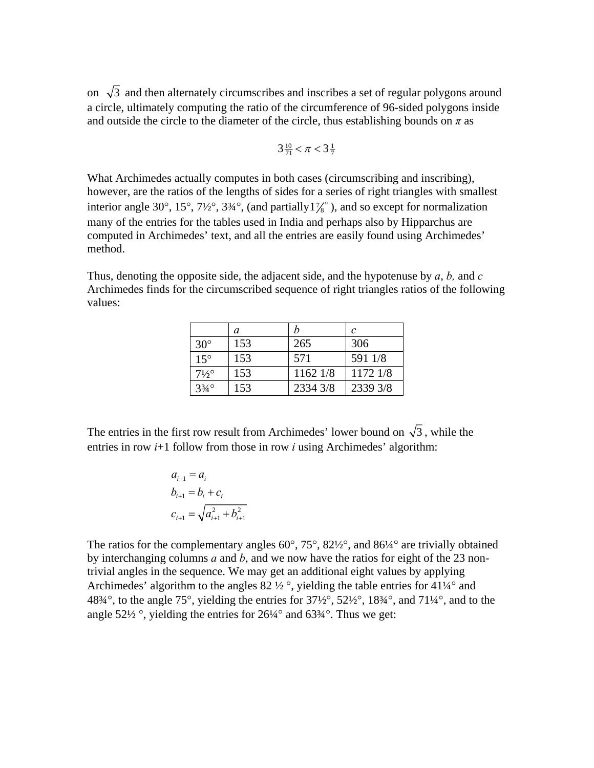on $\sqrt{3}$ and then alternately circumscribes and inscribes a set of regular polygons around a circle, ultimately computing the ratio of the circumference of 96-sided polygons inside and outside the circle to the diameter of the circle, thus establishing bounds on $\pi$ as

$$3\tfrac{10}{71} < \pi < 3\tfrac{1}{7}$$

What Archimedes actually computes in both cases (circumscribing and inscribing), however, are the ratios of the lengths of sides for a series of right triangles with smallest interior angle 30°, 15°, 7½°, 3¾°, (and partially $1\tfrac{7}{8}^\circ$), and so except for normalization many of the entries for the tables used in India and perhaps also by Hipparchus are computed in Archimedes' text, and all the entries are easily found using Archimedes' method.

Thus, denoting the opposite side, the adjacent side, and the hypotenuse by *a*, *b,* and *c* Archimedes finds for the circumscribed sequence of right triangles ratios of the following values:

| | *a* | *b* | *c* |
|---|---|---|---|
| 30° | 153 | 265 | 306 |
| 15° | 153 | 571 | 591 1/8 |
| 7½° | 153 | 1162 1/8 | 1172 1/8 |
| 3¾° | 153 | 2334 3/8 | 2339 3/8 |

The entries in the first row result from Archimedes' lower bound on $\sqrt{3}$, while the entries in row *i*+1 follow from those in row *i* using Archimedes' algorithm:

$$\begin{aligned}
a_{i+1} &= a_i \\
b_{i+1} &= b_i + c_i \\
c_{i+1} &= \sqrt{a_{i+1}^2 + b_{i+1}^2}
\end{aligned}$$

The ratios for the complementary angles 60°, 75°, 82½°, and 86¼° are trivially obtained by interchanging columns *a* and *b*, and we now have the ratios for eight of the 23 non-trivial angles in the sequence. We may get an additional eight values by applying Archimedes' algorithm to the angles 82 ½ °, yielding the table entries for 41¼° and 48¾°, to the angle 75°, yielding the entries for 37½°, 52½°, 18¾°, and 71¼°, and to the angle 52½ °, yielding the entries for 26¼° and 63¾°. Thus we get: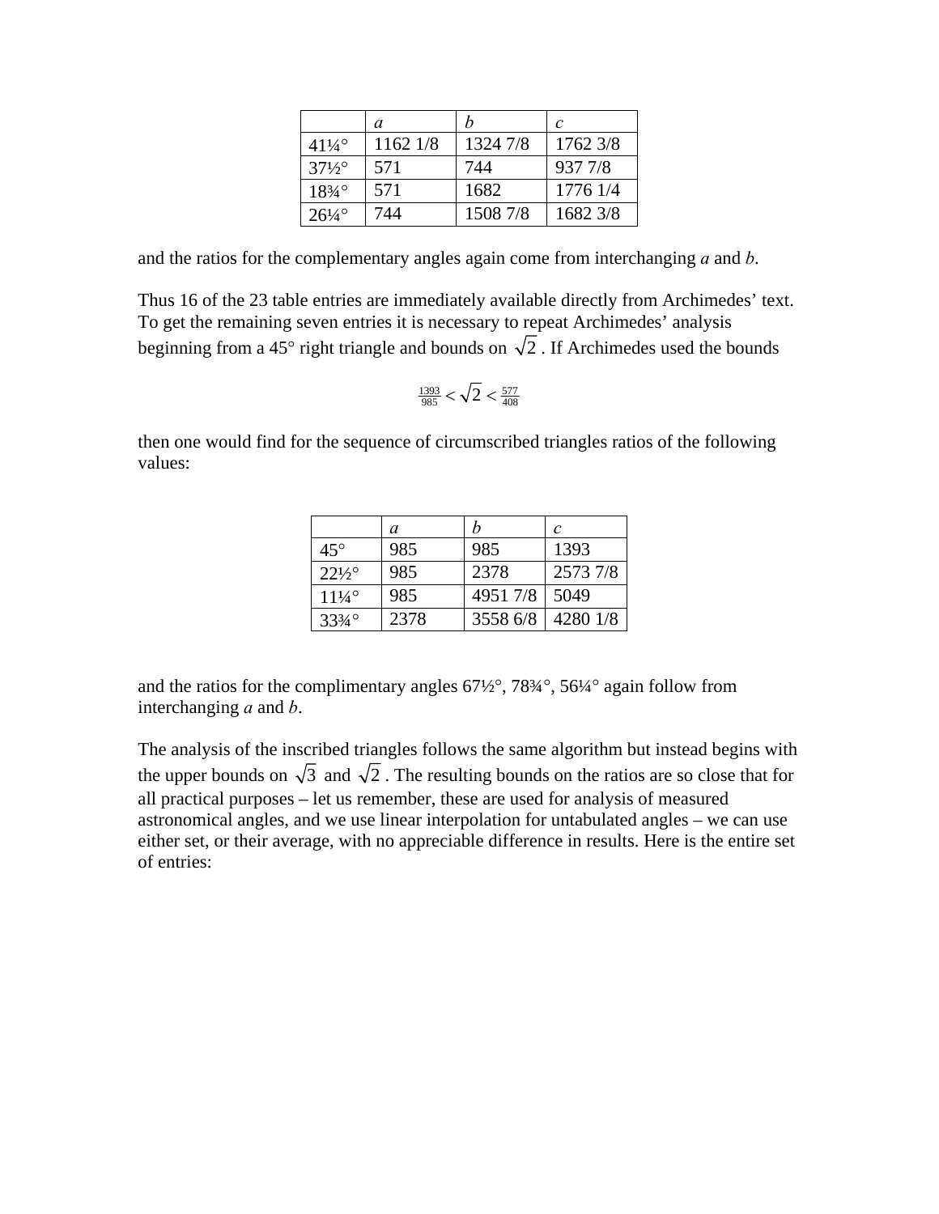| | *a* | *b* | *c* |
|---|---|---|---|
| 41¼° | 1162 1/8 | 1324 7/8 | 1762 3/8 |
| 37½° | 571 | 744 | 937 7/8 |
| 18¾° | 571 | 1682 | 1776 1/4 |
| 26¼° | 744 | 1508 7/8 | 1682 3/8 |

and the ratios for the complementary angles again come from interchanging *a* and *b*.

Thus 16 of the 23 table entries are immediately available directly from Archimedes' text. To get the remaining seven entries it is necessary to repeat Archimedes' analysis beginning from a 45° right triangle and bounds on $\sqrt{2}$. If Archimedes used the bounds

$$\tfrac{1393}{985} < \sqrt{2} < \tfrac{577}{408}$$

then one would find for the sequence of circumscribed triangles ratios of the following values:

| | *a* | *b* | *c* |
|---|---|---|---|
| 45° | 985 | 985 | 1393 |
| 22½° | 985 | 2378 | 2573 7/8 |
| 11¼° | 985 | 4951 7/8 | 5049 |
| 33¾° | 2378 | 3558 6/8 | 4280 1/8 |

and the ratios for the complimentary angles 67½°, 78¾°, 56¼° again follow from interchanging *a* and *b*.

The analysis of the inscribed triangles follows the same algorithm but instead begins with the upper bounds on $\sqrt{3}$ and $\sqrt{2}$. The resulting bounds on the ratios are so close that for all practical purposes – let us remember, these are used for analysis of measured astronomical angles, and we use linear interpolation for untabulated angles – we can use either set, or their average, with no appreciable difference in results. Here is the entire set of entries: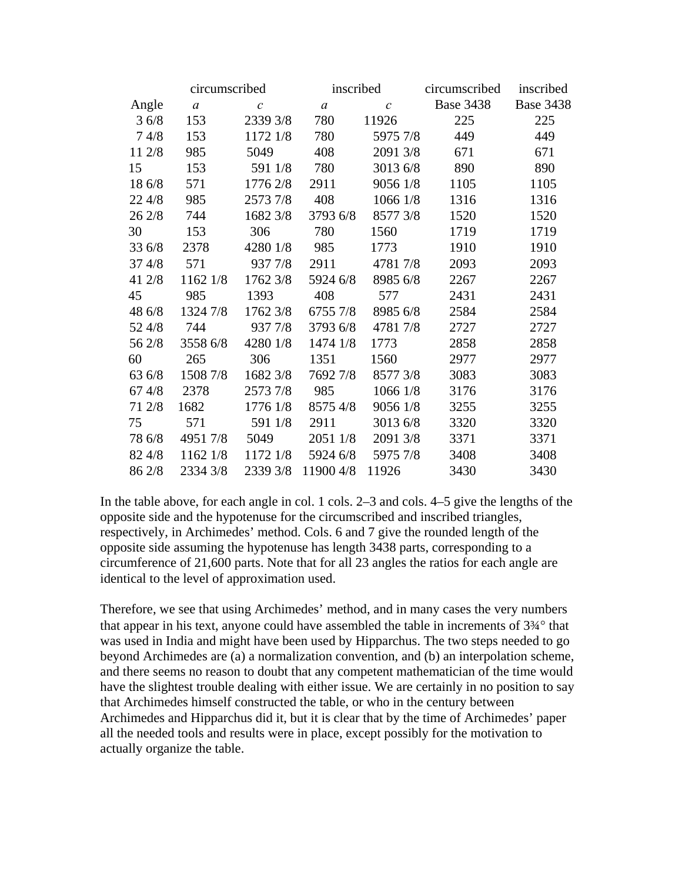| | circumscribed | | inscribed | | circumscribed | inscribed |
|---|---|---|---|---|---|---|
| Angle | *a* | *c* | *a* | *c* | Base 3438 | Base 3438 |
| 3 6/8 | 153 | 2339 3/8 | 780 | 11926 | 225 | 225 |
| 7 4/8 | 153 | 1172 1/8 | 780 | 5975 7/8 | 449 | 449 |
| 11 2/8 | 985 | 5049 | 408 | 2091 3/8 | 671 | 671 |
| 15 | 153 | 591 1/8 | 780 | 3013 6/8 | 890 | 890 |
| 18 6/8 | 571 | 1776 2/8 | 2911 | 9056 1/8 | 1105 | 1105 |
| 22 4/8 | 985 | 2573 7/8 | 408 | 1066 1/8 | 1316 | 1316 |
| 26 2/8 | 744 | 1682 3/8 | 3793 6/8 | 8577 3/8 | 1520 | 1520 |
| 30 | 153 | 306 | 780 | 1560 | 1719 | 1719 |
| 33 6/8 | 2378 | 4280 1/8 | 985 | 1773 | 1910 | 1910 |
| 37 4/8 | 571 | 937 7/8 | 2911 | 4781 7/8 | 2093 | 2093 |
| 41 2/8 | 1162 1/8 | 1762 3/8 | 5924 6/8 | 8985 6/8 | 2267 | 2267 |
| 45 | 985 | 1393 | 408 | 577 | 2431 | 2431 |
| 48 6/8 | 1324 7/8 | 1762 3/8 | 6755 7/8 | 8985 6/8 | 2584 | 2584 |
| 52 4/8 | 744 | 937 7/8 | 3793 6/8 | 4781 7/8 | 2727 | 2727 |
| 56 2/8 | 3558 6/8 | 4280 1/8 | 1474 1/8 | 1773 | 2858 | 2858 |
| 60 | 265 | 306 | 1351 | 1560 | 2977 | 2977 |
| 63 6/8 | 1508 7/8 | 1682 3/8 | 7692 7/8 | 8577 3/8 | 3083 | 3083 |
| 67 4/8 | 2378 | 2573 7/8 | 985 | 1066 1/8 | 3176 | 3176 |
| 71 2/8 | 1682 | 1776 1/8 | 8575 4/8 | 9056 1/8 | 3255 | 3255 |
| 75 | 571 | 591 1/8 | 2911 | 3013 6/8 | 3320 | 3320 |
| 78 6/8 | 4951 7/8 | 5049 | 2051 1/8 | 2091 3/8 | 3371 | 3371 |
| 82 4/8 | 1162 1/8 | 1172 1/8 | 5924 6/8 | 5975 7/8 | 3408 | 3408 |
| 86 2/8 | 2334 3/8 | 2339 3/8 | 11900 4/8 | 11926 | 3430 | 3430 |

In the table above, for each angle in col. 1 cols. 2–3 and cols. 4–5 give the lengths of the opposite side and the hypotenuse for the circumscribed and inscribed triangles, respectively, in Archimedes' method. Cols. 6 and 7 give the rounded length of the opposite side assuming the hypotenuse has length 3438 parts, corresponding to a circumference of 21,600 parts. Note that for all 23 angles the ratios for each angle are identical to the level of approximation used.

Therefore, we see that using Archimedes' method, and in many cases the very numbers that appear in his text, anyone could have assembled the table in increments of 3¾° that was used in India and might have been used by Hipparchus. The two steps needed to go beyond Archimedes are (a) a normalization convention, and (b) an interpolation scheme, and there seems no reason to doubt that any competent mathematician of the time would have the slightest trouble dealing with either issue. We are certainly in no position to say that Archimedes himself constructed the table, or who in the century between Archimedes and Hipparchus did it, but it is clear that by the time of Archimedes' paper all the needed tools and results were in place, except possibly for the motivation to actually organize the table.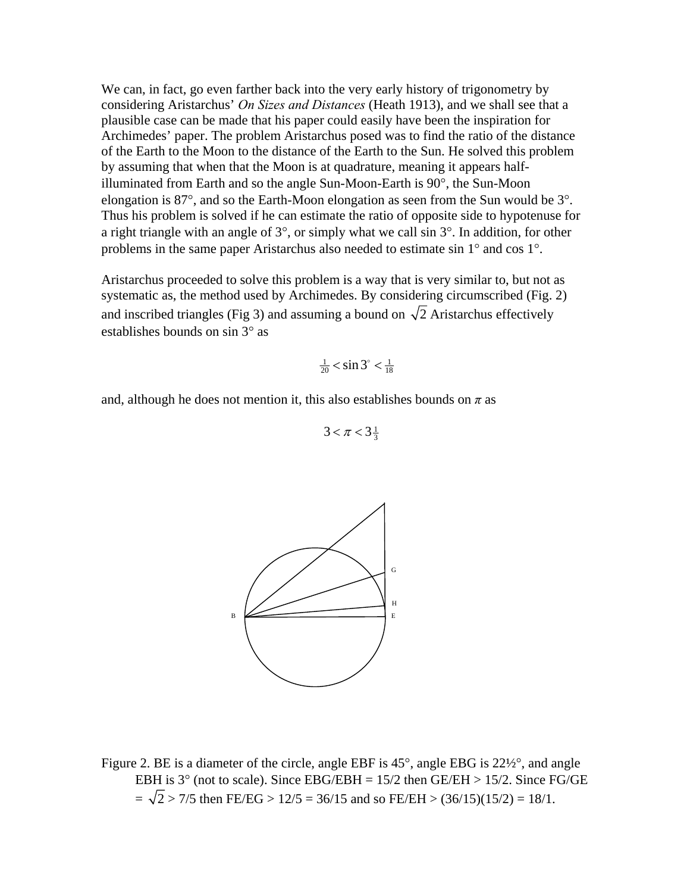We can, in fact, go even farther back into the very early history of trigonometry by considering Aristarchus' *On Sizes and Distances* (Heath 1913), and we shall see that a plausible case can be made that his paper could easily have been the inspiration for Archimedes' paper. The problem Aristarchus posed was to find the ratio of the distance of the Earth to the Moon to the distance of the Earth to the Sun. He solved this problem by assuming that when that the Moon is at quadrature, meaning it appears half-illuminated from Earth and so the angle Sun-Moon-Earth is 90°, the Sun-Moon elongation is 87°, and so the Earth-Moon elongation as seen from the Sun would be 3°. Thus his problem is solved if he can estimate the ratio of opposite side to hypotenuse for a right triangle with an angle of 3°, or simply what we call sin 3°. In addition, for other problems in the same paper Aristarchus also needed to estimate sin 1° and cos 1°.

Aristarchus proceeded to solve this problem is a way that is very similar to, but not as systematic as, the method used by Archimedes. By considering circumscribed (Fig. 2) and inscribed triangles (Fig 3) and assuming a bound on $\sqrt{2}$ Aristarchus effectively establishes bounds on sin 3° as

$$\tfrac{1}{20} < \sin 3^\circ < \tfrac{1}{18}$$

and, although he does not mention it, this also establishes bounds on $\pi$ as

$$3 < \pi < 3\tfrac{1}{3}$$

Figure 2. BE is a diameter of the circle, angle EBF is 45°, angle EBG is 22½°, and angle EBH is 3° (not to scale). Since EBG/EBH = 15/2 then GE/EH > 15/2. Since FG/GE = $\sqrt{2}$ > 7/5 then FE/EG > 12/5 = 36/15 and so FE/EH > (36/15)(15/2) = 18/1.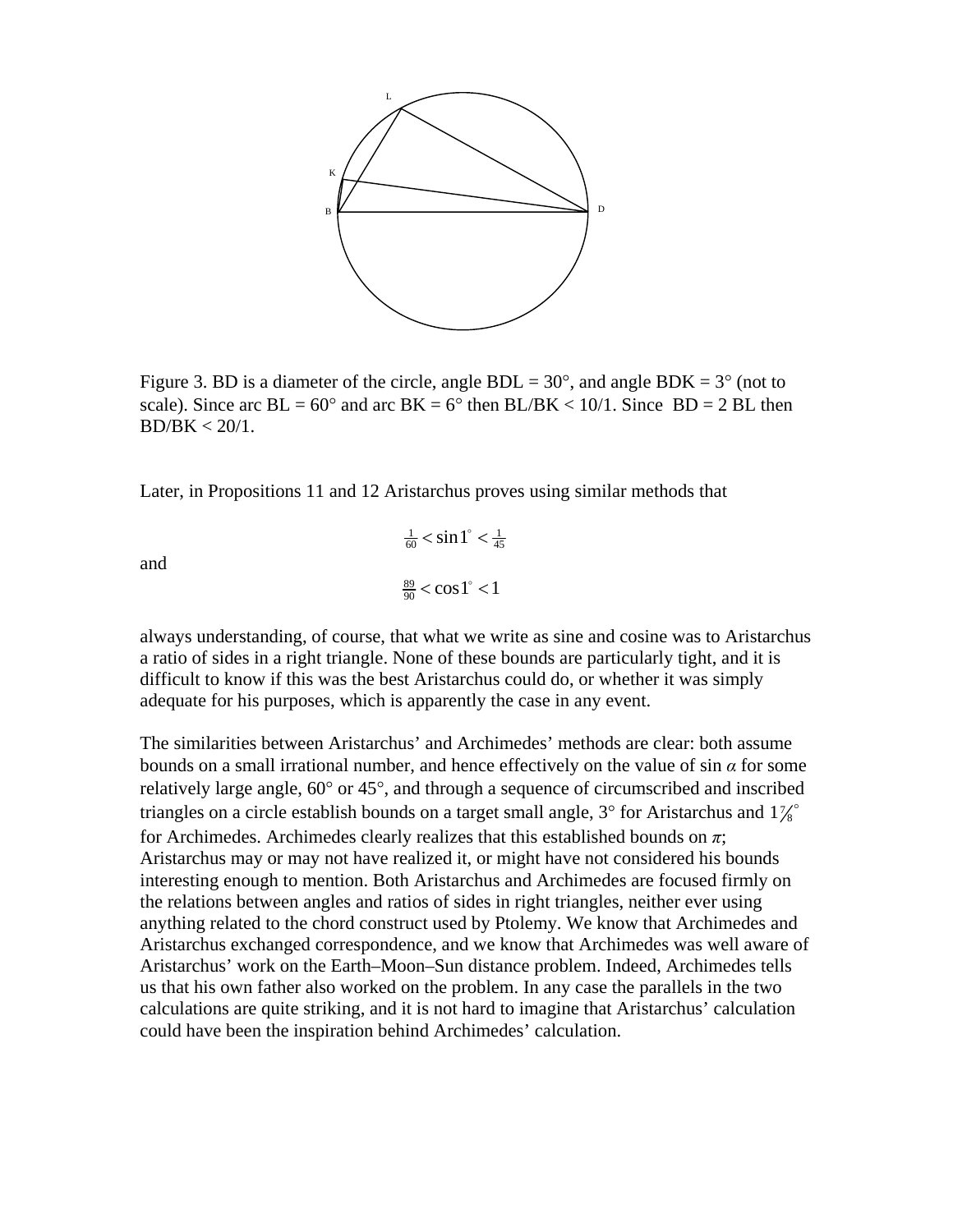Figure 3. BD is a diameter of the circle, angle BDL = 30°, and angle BDK = 3° (not to scale). Since arc BL = 60° and arc BK = 6° then BL/BK < 10/1. Since BD = 2 BL then BD/BK < 20/1.

Later, in Propositions 11 and 12 Aristarchus proves using similar methods that

$$\tfrac{1}{60} < \sin 1^\circ < \tfrac{1}{45}$$

and

$$\tfrac{89}{90} < \cos 1^\circ < 1$$

always understanding, of course, that what we write as sine and cosine was to Aristarchus a ratio of sides in a right triangle. None of these bounds are particularly tight, and it is difficult to know if this was the best Aristarchus could do, or whether it was simply adequate for his purposes, which is apparently the case in any event.

The similarities between Aristarchus' and Archimedes' methods are clear: both assume bounds on a small irrational number, and hence effectively on the value of $\sin \alpha$ for some relatively large angle, 60° or 45°, and through a sequence of circumscribed and inscribed triangles on a circle establish bounds on a target small angle, 3° for Aristarchus and $1\tfrac{7}{8}^\circ$ for Archimedes. Archimedes clearly realizes that this established bounds on $\pi$; Aristarchus may or may not have realized it, or might have not considered his bounds interesting enough to mention. Both Aristarchus and Archimedes are focused firmly on the relations between angles and ratios of sides in right triangles, neither ever using anything related to the chord construct used by Ptolemy. We know that Archimedes and Aristarchus exchanged correspondence, and we know that Archimedes was well aware of Aristarchus' work on the Earth–Moon–Sun distance problem. Indeed, Archimedes tells us that his own father also worked on the problem. In any case the parallels in the two calculations are quite striking, and it is not hard to imagine that Aristarchus' calculation could have been the inspiration behind Archimedes' calculation.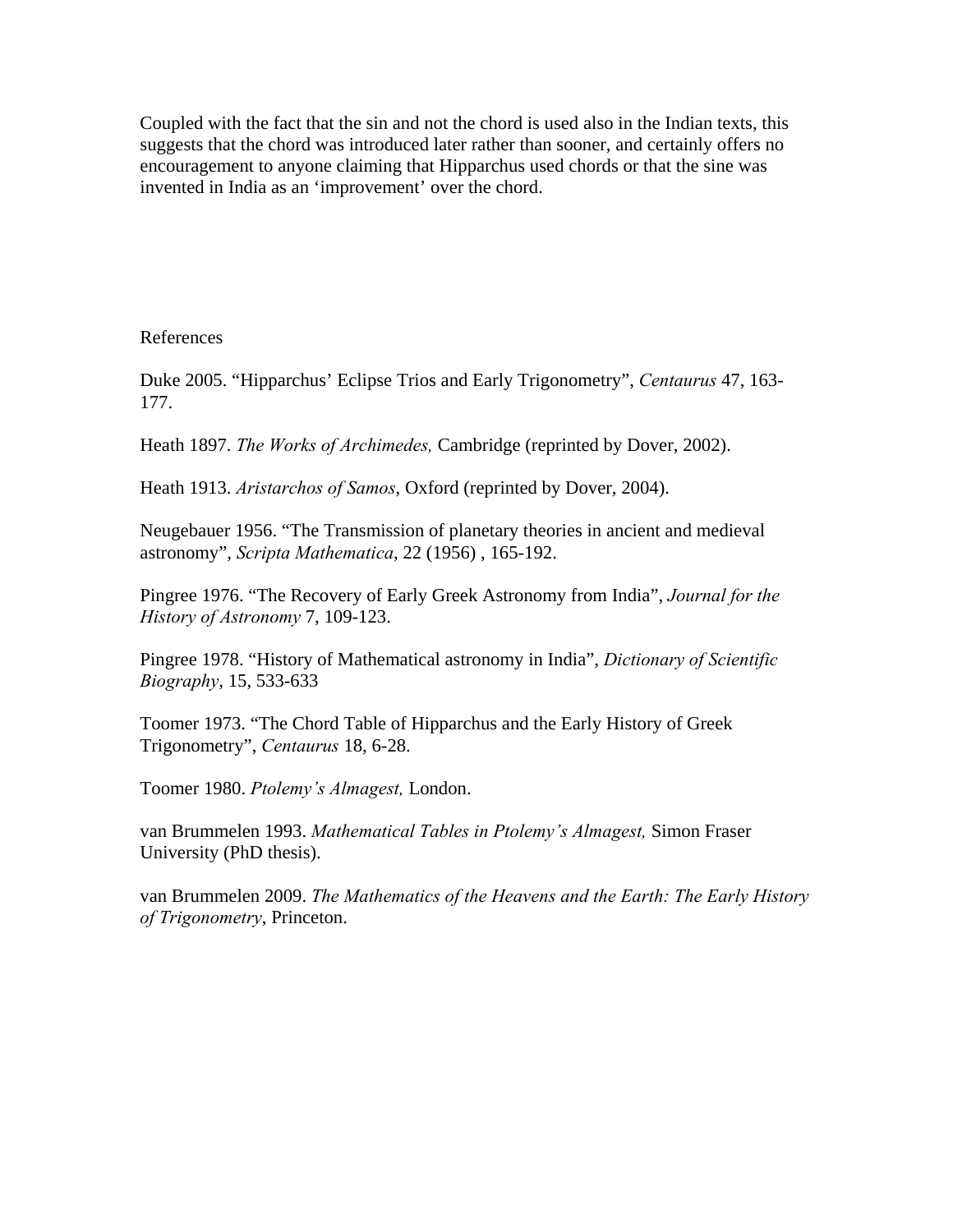Coupled with the fact that the sin and not the chord is used also in the Indian texts, this suggests that the chord was introduced later rather than sooner, and certainly offers no encouragement to anyone claiming that Hipparchus used chords or that the sine was invented in India as an 'improvement' over the chord.

## References

Duke 2005. "Hipparchus' Eclipse Trios and Early Trigonometry", *Centaurus* 47, 163-177.

Heath 1897. *The Works of Archimedes,* Cambridge (reprinted by Dover, 2002).

Heath 1913. *Aristarchos of Samos*, Oxford (reprinted by Dover, 2004).

Neugebauer 1956. "The Transmission of planetary theories in ancient and medieval astronomy", *Scripta Mathematica*, 22 (1956) , 165-192.

Pingree 1976. "The Recovery of Early Greek Astronomy from India", *Journal for the History of Astronomy* 7, 109-123.

Pingree 1978. "History of Mathematical astronomy in India", *Dictionary of Scientific Biography*, 15, 533-633

Toomer 1973. "The Chord Table of Hipparchus and the Early History of Greek Trigonometry", *Centaurus* 18, 6-28.

Toomer 1980. *Ptolemy's Almagest,* London.

van Brummelen 1993. *Mathematical Tables in Ptolemy's Almagest,* Simon Fraser University (PhD thesis).

van Brummelen 2009. *The Mathematics of the Heavens and the Earth: The Early History of Trigonometry*, Princeton.